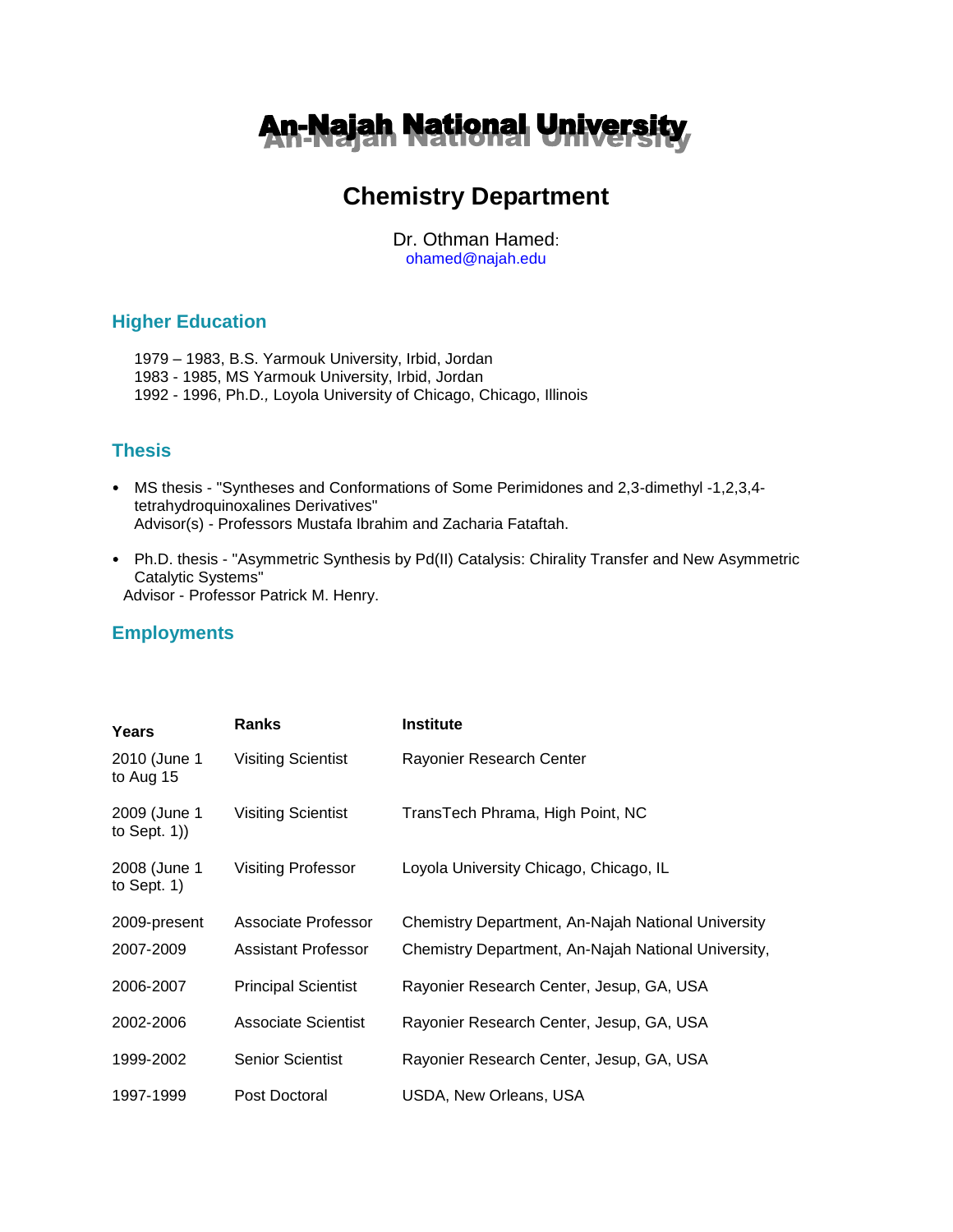# An-Najah National University

## Chemistry Department

Dr. Othman Hamed:
ohamed@najah.edu

### Higher Education

1979 – 1983, B.S. Yarmouk University, Irbid, Jordan
1983 - 1985, MS Yarmouk University, Irbid, Jordan
1992 - 1996, Ph.D., Loyola University of Chicago, Chicago, Illinois

### Thesis

- MS thesis - "Syntheses and Conformations of Some Perimidones and 2,3-dimethyl -1,2,3,4-tetrahydroquinoxalines Derivatives"
  Advisor(s) - Professors Mustafa Ibrahim and Zacharia Fataftah.

- Ph.D. thesis - "Asymmetric Synthesis by Pd(II) Catalysis: Chirality Transfer and New Asymmetric Catalytic Systems"
  Advisor - Professor Patrick M. Henry.

### Employments

| Years | Ranks | Institute |
|---|---|---|
| 2010 (June 1 to Aug 15 | Visiting Scientist | Rayonier Research Center |
| 2009 (June 1 to Sept. 1)) | Visiting Scientist | TransTech Phrama, High Point, NC |
| 2008 (June 1 to Sept. 1) | Visiting Professor | Loyola University Chicago, Chicago, IL |
| 2009-present | Associate Professor | Chemistry Department, An-Najah National University |
| 2007-2009 | Assistant Professor | Chemistry Department, An-Najah National University, |
| 2006-2007 | Principal Scientist | Rayonier Research Center, Jesup, GA, USA |
| 2002-2006 | Associate Scientist | Rayonier Research Center, Jesup, GA, USA |
| 1999-2002 | Senior Scientist | Rayonier Research Center, Jesup, GA, USA |
| 1997-1999 | Post Doctoral | USDA, New Orleans, USA |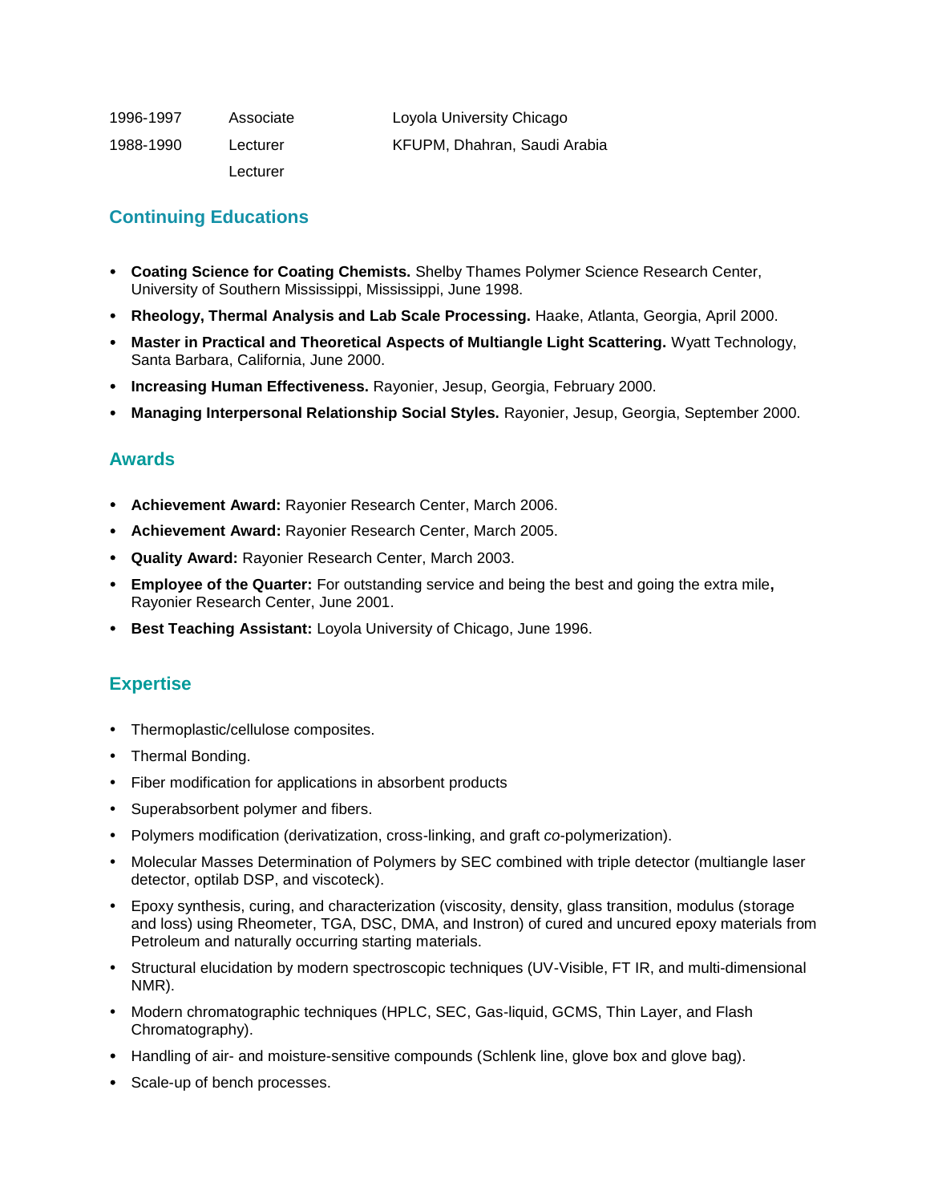| | | |
|---|---|---|
| 1996-1997 | Associate | Loyola University Chicago |
| 1988-1990 | Lecturer | KFUPM, Dhahran, Saudi Arabia |
| | Lecturer | |

## Continuing Educations

- **Coating Science for Coating Chemists.** Shelby Thames Polymer Science Research Center, University of Southern Mississippi, Mississippi, June 1998.
- **Rheology, Thermal Analysis and Lab Scale Processing.** Haake, Atlanta, Georgia, April 2000.
- **Master in Practical and Theoretical Aspects of Multiangle Light Scattering.** Wyatt Technology, Santa Barbara, California, June 2000.
- **Increasing Human Effectiveness.** Rayonier, Jesup, Georgia, February 2000.
- **Managing Interpersonal Relationship Social Styles.** Rayonier, Jesup, Georgia, September 2000.

## Awards

- **Achievement Award:** Rayonier Research Center, March 2006.
- **Achievement Award:** Rayonier Research Center, March 2005.
- **Quality Award:** Rayonier Research Center, March 2003.
- **Employee of the Quarter:** For outstanding service and being the best and going the extra mile**,** Rayonier Research Center, June 2001.
- **Best Teaching Assistant:** Loyola University of Chicago, June 1996.

## Expertise

- Thermoplastic/cellulose composites.
- Thermal Bonding.
- Fiber modification for applications in absorbent products
- Superabsorbent polymer and fibers.
- Polymers modification (derivatization, cross-linking, and graft *co*-polymerization).
- Molecular Masses Determination of Polymers by SEC combined with triple detector (multiangle laser detector, optilab DSP, and viscoteck).
- Epoxy synthesis, curing, and characterization (viscosity, density, glass transition, modulus (storage and loss) using Rheometer, TGA, DSC, DMA, and Instron) of cured and uncured epoxy materials from Petroleum and naturally occurring starting materials.
- Structural elucidation by modern spectroscopic techniques (UV-Visible, FT IR, and multi-dimensional NMR).
- Modern chromatographic techniques (HPLC, SEC, Gas-liquid, GCMS, Thin Layer, and Flash Chromatography).
- Handling of air- and moisture-sensitive compounds (Schlenk line, glove box and glove bag).
- Scale-up of bench processes.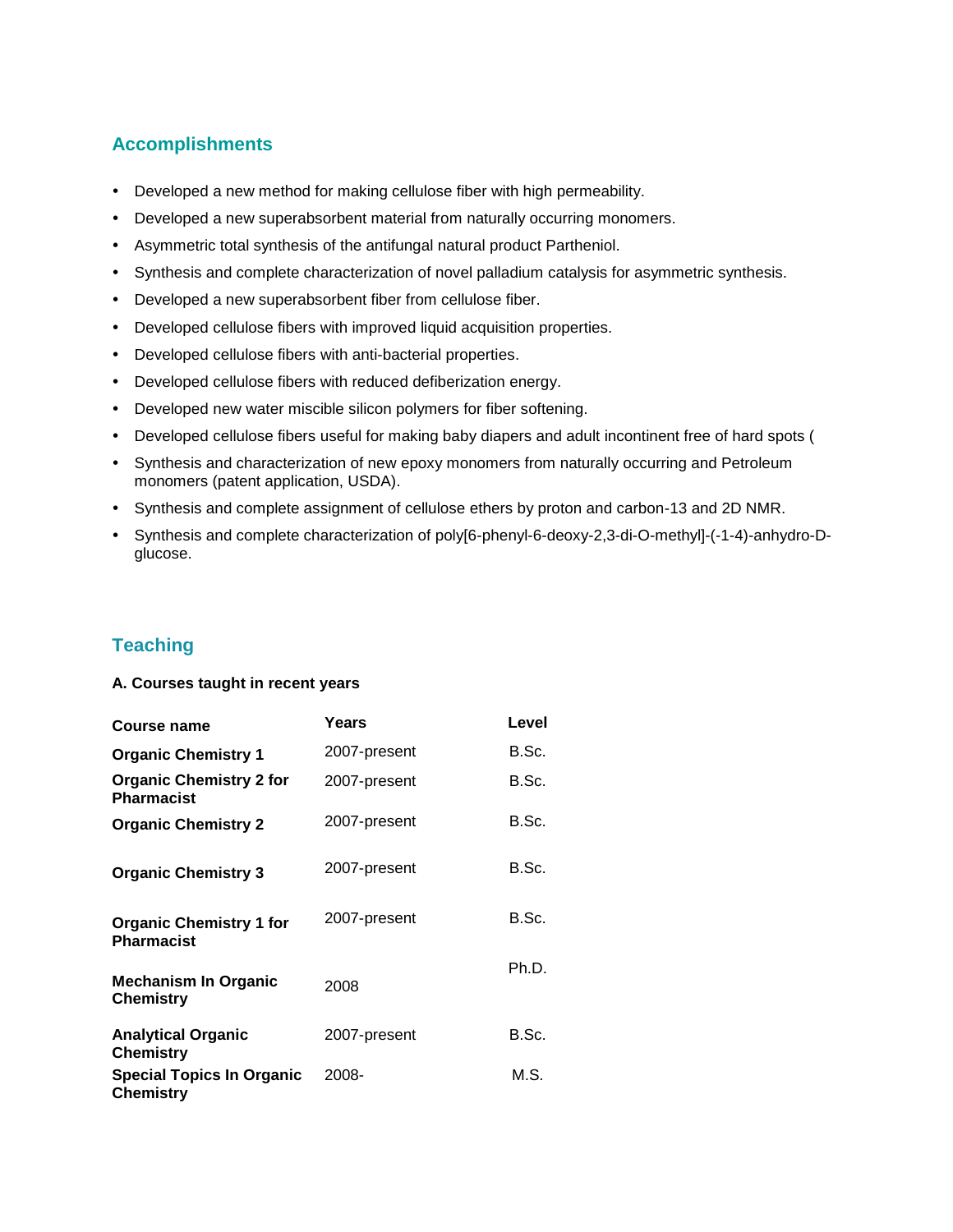## Accomplishments

- Developed a new method for making cellulose fiber with high permeability.
- Developed a new superabsorbent material from naturally occurring monomers.
- Asymmetric total synthesis of the antifungal natural product Partheniol.
- Synthesis and complete characterization of novel palladium catalysis for asymmetric synthesis.
- Developed a new superabsorbent fiber from cellulose fiber.
- Developed cellulose fibers with improved liquid acquisition properties.
- Developed cellulose fibers with anti-bacterial properties.
- Developed cellulose fibers with reduced defiberization energy.
- Developed new water miscible silicon polymers for fiber softening.
- Developed cellulose fibers useful for making baby diapers and adult incontinent free of hard spots (
- Synthesis and characterization of new epoxy monomers from naturally occurring and Petroleum monomers (patent application, USDA).
- Synthesis and complete assignment of cellulose ethers by proton and carbon-13 and 2D NMR.
- Synthesis and complete characterization of poly[6-phenyl-6-deoxy-2,3-di-O-methyl]-(-1-4)-anhydro-D-glucose.

## Teaching

**A. Courses taught in recent years**

| Course name | Years | Level |
|---|---|---|
| **Organic Chemistry 1** | 2007-present | B.Sc. |
| **Organic Chemistry 2 for Pharmacist** | 2007-present | B.Sc. |
| **Organic Chemistry 2** | 2007-present | B.Sc. |
| **Organic Chemistry 3** | 2007-present | B.Sc. |
| **Organic Chemistry 1 for Pharmacist** | 2007-present | B.Sc. |
| **Mechanism In Organic Chemistry** | 2008 | Ph.D. |
| **Analytical Organic Chemistry** | 2007-present | B.Sc. |
| **Special Topics In Organic Chemistry** | 2008- | M.S. |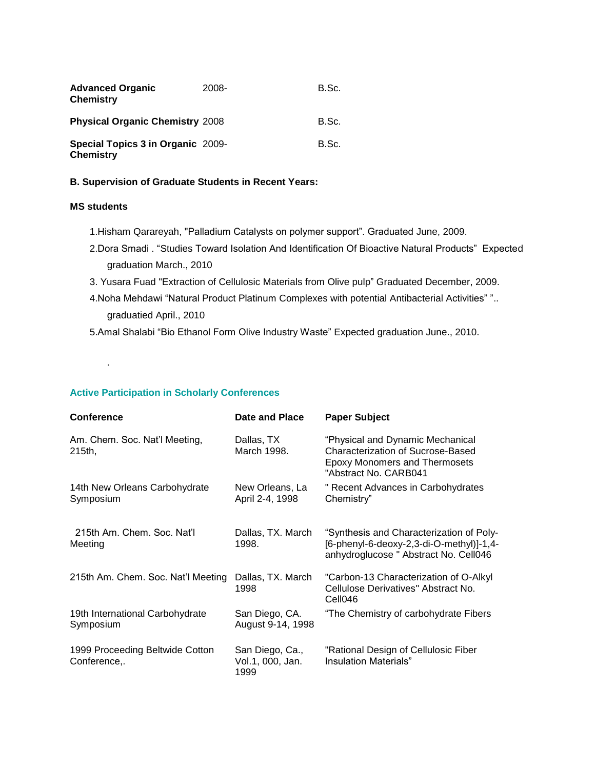| | | |
|---|---|---|
| **Advanced Organic Chemistry** | 2008- | B.Sc. |
| **Physical Organic Chemistry** | 2008 | B.Sc. |
| **Special Topics 3 in Organic Chemistry** | 2009- | B.Sc. |

**B. Supervision of Graduate Students in Recent Years:**

**MS students**

1. Hisham Qarareyah, "Palladium Catalysts on polymer support". Graduated June, 2009.
2. Dora Smadi . "Studies Toward Isolation And Identification Of Bioactive Natural Products" Expected graduation March., 2010
3. Yusara Fuad "Extraction of Cellulosic Materials from Olive pulp" Graduated December, 2009.
4. Noha Mehdawi "Natural Product Platinum Complexes with potential Antibacterial Activities" ".. graduatied April., 2010
5. Amal Shalabi "Bio Ethanol Form Olive Industry Waste" Expected graduation June., 2010.

.

### Active Participation in Scholarly Conferences

| Conference | Date and Place | Paper Subject |
|---|---|---|
| Am. Chem. Soc. Nat'l Meeting, 215th, | Dallas, TX March 1998. | "Physical and Dynamic Mechanical Characterization of Sucrose-Based Epoxy Monomers and Thermosets "Abstract No. CARB041 |
| 14th New Orleans Carbohydrate Symposium | New Orleans, La April 2-4, 1998 | " Recent Advances in Carbohydrates Chemistry" |
| 215th Am. Chem. Soc. Nat'l Meeting | Dallas, TX. March 1998. | "Synthesis and Characterization of Poly-[6-phenyl-6-deoxy-2,3-di-O-methyl)]-1,4-anhydroglucose " Abstract No. Cell046 |
| 215th Am. Chem. Soc. Nat'l Meeting | Dallas, TX. March 1998 | "Carbon-13 Characterization of O-Alkyl Cellulose Derivatives" Abstract No. Cell046 |
| 19th International Carbohydrate Symposium | San Diego, CA. August 9-14, 1998 | "The Chemistry of carbohydrate Fibers |
| 1999 Proceeding Beltwide Cotton Conference,. | San Diego, Ca., Vol.1, 000, Jan. 1999 | "Rational Design of Cellulosic Fiber Insulation Materials" |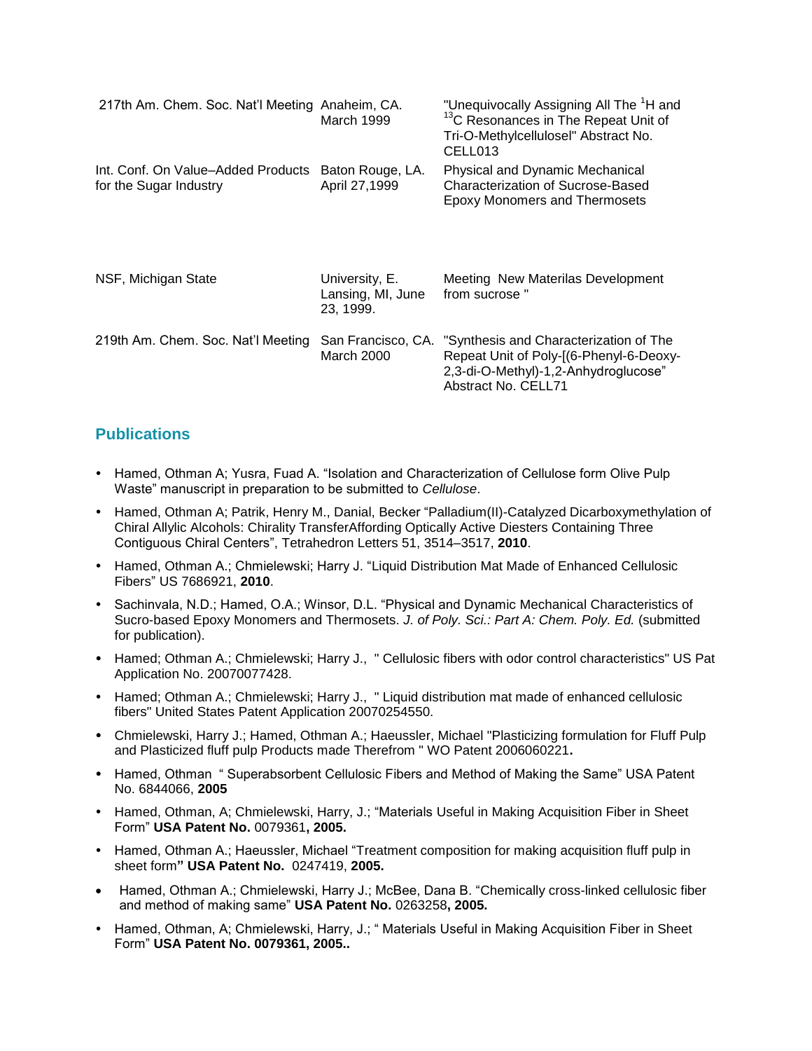| | | |
|---|---|---|
| 217th Am. Chem. Soc. Nat'l Meeting | Anaheim, CA. March 1999 | "Unequivocally Assigning All The $^{1}H$ and $^{13}C$ Resonances in The Repeat Unit of Tri-O-Methylcellulosel" Abstract No. CELL013 |
| Int. Conf. On Value–Added Products for the Sugar Industry | Baton Rouge, LA. April 27,1999 | Physical and Dynamic Mechanical Characterization of Sucrose-Based Epoxy Monomers and Thermosets |
| NSF, Michigan State | University, E. Lansing, MI, June 23, 1999. | Meeting New Materilas Development from sucrose " |
| 219th Am. Chem. Soc. Nat'l Meeting | San Francisco, CA. March 2000 | "Synthesis and Characterization of The Repeat Unit of Poly-[(6-Phenyl-6-Deoxy-2,3-di-O-Methyl)-1,2-Anhydroglucose" Abstract No. CELL71 |

## Publications

- Hamed, Othman A; Yusra, Fuad A. "Isolation and Characterization of Cellulose form Olive Pulp Waste" manuscript in preparation to be submitted to *Cellulose*.
- Hamed, Othman A; Patrik, Henry M., Danial, Becker "Palladium(II)-Catalyzed Dicarboxymethylation of Chiral Allylic Alcohols: Chirality TransferAffording Optically Active Diesters Containing Three Contiguous Chiral Centers", Tetrahedron Letters 51, 3514–3517, **2010**.
- Hamed, Othman A.; Chmielewski; Harry J. "Liquid Distribution Mat Made of Enhanced Cellulosic Fibers" US 7686921, **2010**.
- Sachinvala, N.D.; Hamed, O.A.; Winsor, D.L. "Physical and Dynamic Mechanical Characteristics of Sucro-based Epoxy Monomers and Thermosets. *J. of Poly. Sci.: Part A: Chem. Poly. Ed.* (submitted for publication).
- Hamed; Othman A.; Chmielewski; Harry J., " Cellulosic fibers with odor control characteristics" US Pat Application No. 20070077428.
- Hamed; Othman A.; Chmielewski; Harry J., " Liquid distribution mat made of enhanced cellulosic fibers" United States Patent Application 20070254550.
- Chmielewski, Harry J.; Hamed, Othman A.; Haeussler, Michael "Plasticizing formulation for Fluff Pulp and Plasticized fluff pulp Products made Therefrom " WO Patent 2006060221**.**
- Hamed, Othman " Superabsorbent Cellulosic Fibers and Method of Making the Same" USA Patent No. 6844066, **2005**
- Hamed, Othman, A; Chmielewski, Harry, J.; "Materials Useful in Making Acquisition Fiber in Sheet Form" **USA Patent No.** 0079361**, 2005.**
- Hamed, Othman A.; Haeussler, Michael "Treatment composition for making acquisition fluff pulp in sheet form**" USA Patent No.** 0247419, **2005.**
- Hamed, Othman A.; Chmielewski, Harry J.; McBee, Dana B. "Chemically cross-linked cellulosic fiber and method of making same" **USA Patent No.** 0263258**, 2005.**
- Hamed, Othman, A; Chmielewski, Harry, J.; " Materials Useful in Making Acquisition Fiber in Sheet Form" **USA Patent No. 0079361, 2005..**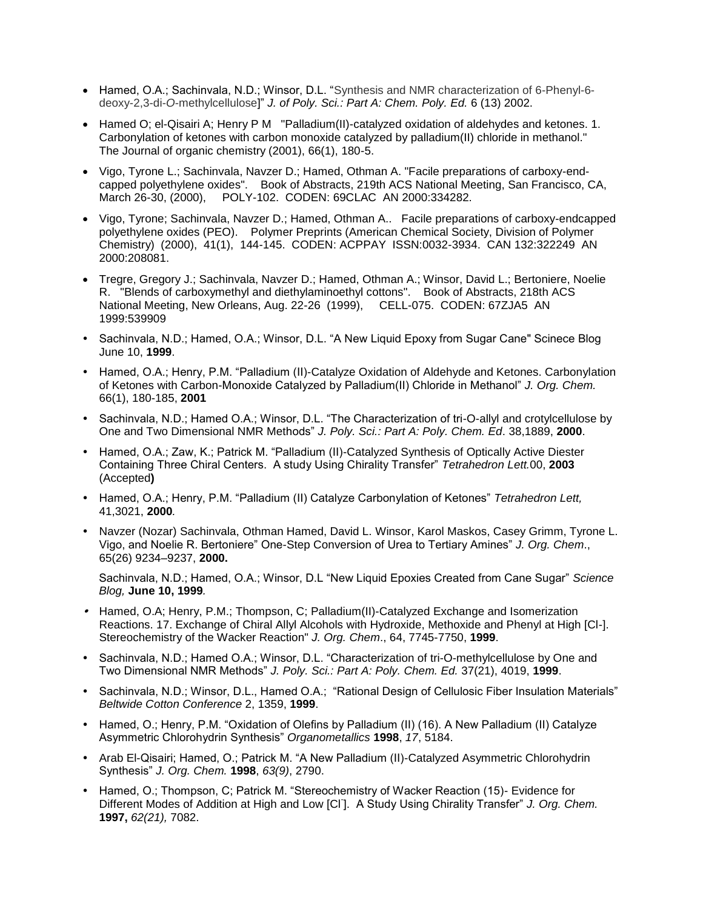- Hamed, O.A.; Sachinvala, N.D.; Winsor, D.L. "Synthesis and NMR characterization of 6-Phenyl-6-deoxy-2,3-di-*O*-methylcellulose]" *J. of Poly. Sci.: Part A: Chem. Poly. Ed.* 6 (13) 2002.

- Hamed O; el-Qisairi A; Henry P M "Palladium(II)-catalyzed oxidation of aldehydes and ketones. 1. Carbonylation of ketones with carbon monoxide catalyzed by palladium(II) chloride in methanol." The Journal of organic chemistry (2001), 66(1), 180-5.

- Vigo, Tyrone L.; Sachinvala, Navzer D.; Hamed, Othman A. "Facile preparations of carboxy-end-capped polyethylene oxides". Book of Abstracts, 219th ACS National Meeting, San Francisco, CA, March 26-30, (2000), POLY-102. CODEN: 69CLAC AN 2000:334282.

- Vigo, Tyrone; Sachinvala, Navzer D.; Hamed, Othman A.. Facile preparations of carboxy-endcapped polyethylene oxides (PEO). Polymer Preprints (American Chemical Society, Division of Polymer Chemistry) (2000), 41(1), 144-145. CODEN: ACPPAY ISSN:0032-3934. CAN 132:322249 AN 2000:208081.

- Tregre, Gregory J.; Sachinvala, Navzer D.; Hamed, Othman A.; Winsor, David L.; Bertoniere, Noelie R. "Blends of carboxymethyl and diethylaminoethyl cottons". Book of Abstracts, 218th ACS National Meeting, New Orleans, Aug. 22-26 (1999), CELL-075. CODEN: 67ZJA5 AN 1999:539909

- Sachinvala, N.D.; Hamed, O.A.; Winsor, D.L. "A New Liquid Epoxy from Sugar Cane" Scinece Blog June 10, **1999**.

- Hamed, O.A.; Henry, P.M. "Palladium (II)-Catalyze Oxidation of Aldehyde and Ketones. Carbonylation of Ketones with Carbon-Monoxide Catalyzed by Palladium(II) Chloride in Methanol" *J. Org. Chem.* 66(1), 180-185, **2001**

- Sachinvala, N.D.; Hamed O.A.; Winsor, D.L. "The Characterization of tri-O-allyl and crotylcellulose by One and Two Dimensional NMR Methods" *J. Poly. Sci.: Part A: Poly. Chem. Ed*. 38,1889, **2000**.

- Hamed, O.A.; Zaw, K.; Patrick M. "Palladium (II)-Catalyzed Synthesis of Optically Active Diester Containing Three Chiral Centers. A study Using Chirality Transfer" *Tetrahedron Lett.*00, **2003** (Accepted**)**

- Hamed, O.A.; Henry, P.M. "Palladium (II) Catalyze Carbonylation of Ketones" *Tetrahedron Lett,* 41,3021, **2000**.

- Navzer (Nozar) Sachinvala, Othman Hamed, David L. Winsor, Karol Maskos, Casey Grimm, Tyrone L. Vigo, and Noelie R. Bertoniere" One-Step Conversion of Urea to Tertiary Amines" *J. Org. Chem*., 65(26) 9234–9237, **2000.**

  Sachinvala, N.D.; Hamed, O.A.; Winsor, D.L "New Liquid Epoxies Created from Cane Sugar" *Science Blog,* **June 10, 1999**.

- Hamed, O.A; Henry, P.M.; Thompson, C; Palladium(II)-Catalyzed Exchange and Isomerization Reactions. 17. Exchange of Chiral Allyl Alcohols with Hydroxide, Methoxide and Phenyl at High [Cl-]. Stereochemistry of the Wacker Reaction" *J. Org. Chem*., 64, 7745-7750, **1999**.

- Sachinvala, N.D.; Hamed O.A.; Winsor, D.L. "Characterization of tri-O-methylcellulose by One and Two Dimensional NMR Methods" *J. Poly. Sci.: Part A: Poly. Chem. Ed.* 37(21), 4019, **1999**.

- Sachinvala, N.D.; Winsor, D.L., Hamed O.A.; "Rational Design of Cellulosic Fiber Insulation Materials" *Beltwide Cotton Conference* 2, 1359, **1999**.

- Hamed, O.; Henry, P.M. "Oxidation of Olefins by Palladium (II) (16). A New Palladium (II) Catalyze Asymmetric Chlorohydrin Synthesis" *Organometallics* **1998**, *17*, 5184.

- Arab El-Qisairi; Hamed, O.; Patrick M. "A New Palladium (II)-Catalyzed Asymmetric Chlorohydrin Synthesis" *J. Org. Chem.* **1998**, *63(9)*, 2790.

- Hamed, O.; Thompson, C; Patrick M. "Stereochemistry of Wacker Reaction (15)- Evidence for Different Modes of Addition at High and Low [$Cl^-$]. A Study Using Chirality Transfer" *J. Org. Chem.* **1997,** *62(21),* 7082.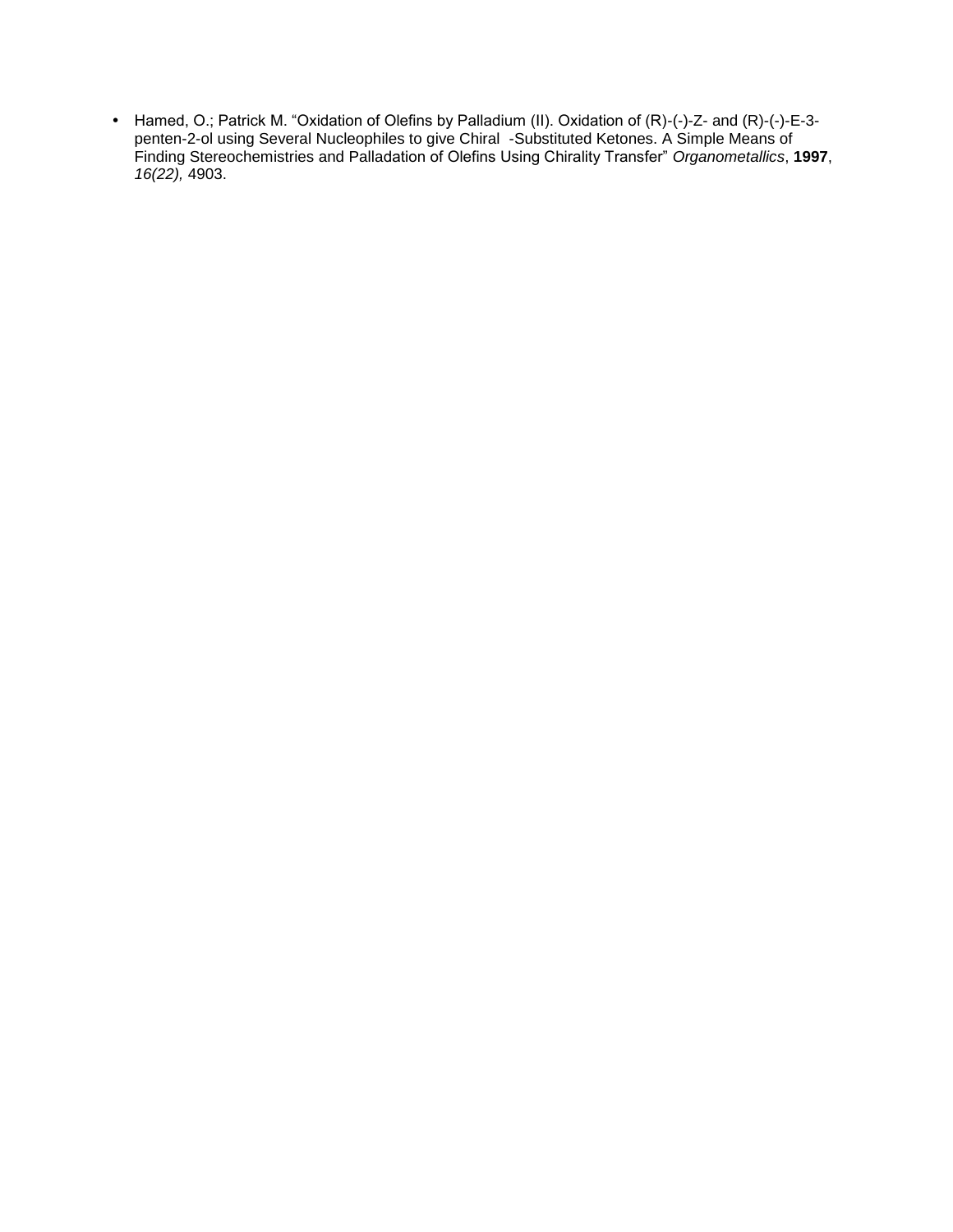- Hamed, O.; Patrick M. "Oxidation of Olefins by Palladium (II). Oxidation of (R)-(-)-Z- and (R)-(-)-E-3-penten-2-ol using Several Nucleophiles to give Chiral -Substituted Ketones. A Simple Means of Finding Stereochemistries and Palladation of Olefins Using Chirality Transfer" *Organometallics*, **1997**, *16(22),* 4903.